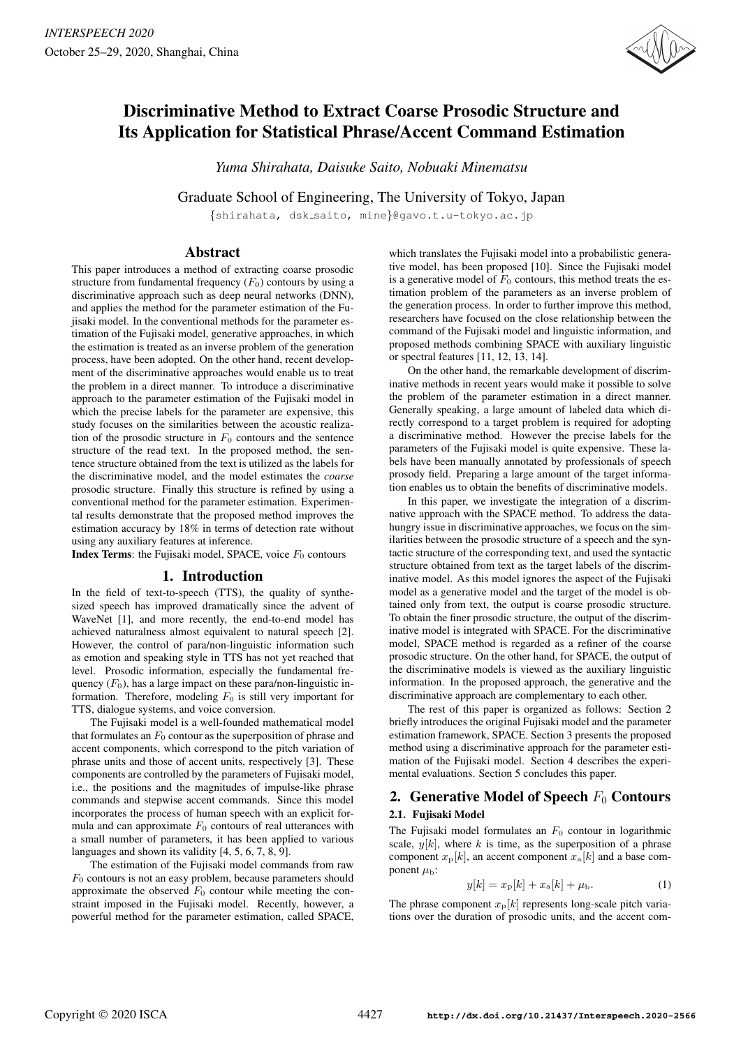# Discriminative Method to Extract Coarse Prosodic Structure and Its Application for Statistical Phrase/Accent Command Estimation

*Yuma Shirahata, Daisuke Saito, Nobuaki Minematsu*

Graduate School of Engineering, The University of Tokyo, Japan

{shirahata, dsk_saito, mine}@gavo.t.u-tokyo.ac.jp

## Abstract

This paper introduces a method of extracting coarse prosodic structure from fundamental frequency ($F_0$) contours by using a discriminative approach such as deep neural networks (DNN), and applies the method for the parameter estimation of the Fujisaki model. In the conventional methods for the parameter estimation of the Fujisaki model, generative approaches, in which the estimation is treated as an inverse problem of the generation process, have been adopted. On the other hand, recent development of the discriminative approaches would enable us to treat the problem in a direct manner. To introduce a discriminative approach to the parameter estimation of the Fujisaki model in which the precise labels for the parameter are expensive, this study focuses on the similarities between the acoustic realization of the prosodic structure in $F_0$ contours and the sentence structure of the read text. In the proposed method, the sentence structure obtained from the text is utilized as the labels for the discriminative model, and the model estimates the *coarse* prosodic structure. Finally this structure is refined by using a conventional method for the parameter estimation. Experimental results demonstrate that the proposed method improves the estimation accuracy by 18% in terms of detection rate without using any auxiliary features at inference.

**Index Terms**: the Fujisaki model, SPACE, voice $F_0$ contours

## 1. Introduction

In the field of text-to-speech (TTS), the quality of synthesized speech has improved dramatically since the advent of WaveNet [1], and more recently, the end-to-end model has achieved naturalness almost equivalent to natural speech [2]. However, the control of para/non-linguistic information such as emotion and speaking style in TTS has not yet reached that level. Prosodic information, especially the fundamental frequency ($F_0$), has a large impact on these para/non-linguistic information. Therefore, modeling $F_0$ is still very important for TTS, dialogue systems, and voice conversion.

The Fujisaki model is a well-founded mathematical model that formulates an $F_0$ contour as the superposition of phrase and accent components, which correspond to the pitch variation of phrase units and those of accent units, respectively [3]. These components are controlled by the parameters of Fujisaki model, i.e., the positions and the magnitudes of impulse-like phrase commands and stepwise accent commands. Since this model incorporates the process of human speech with an explicit formula and can approximate $F_0$ contours of real utterances with a small number of parameters, it has been applied to various languages and shown its validity [4, 5, 6, 7, 8, 9].

The estimation of the Fujisaki model commands from raw $F_0$ contours is not an easy problem, because parameters should approximate the observed $F_0$ contour while meeting the constraint imposed in the Fujisaki model. Recently, however, a powerful method for the parameter estimation, called SPACE, which translates the Fujisaki model into a probabilistic generative model, has been proposed [10]. Since the Fujisaki model is a generative model of $F_0$ contours, this method treats the estimation problem of the parameters as an inverse problem of the generation process. In order to further improve this method, researchers have focused on the close relationship between the command of the Fujisaki model and linguistic information, and proposed methods combining SPACE with auxiliary linguistic or spectral features [11, 12, 13, 14].

On the other hand, the remarkable development of discriminative methods in recent years would make it possible to solve the problem of the parameter estimation in a direct manner. Generally speaking, a large amount of labeled data which directly correspond to a target problem is required for adopting a discriminative method. However the precise labels for the parameters of the Fujisaki model is quite expensive. These labels have been manually annotated by professionals of speech prosody field. Preparing a large amount of the target information enables us to obtain the benefits of discriminative models.

In this paper, we investigate the integration of a discriminative approach with the SPACE method. To address the data-hungry issue in discriminative approaches, we focus on the similarities between the prosodic structure of a speech and the syntactic structure of the corresponding text, and used the syntactic structure obtained from text as the target labels of the discriminative model. As this model ignores the aspect of the Fujisaki model as a generative model and the target of the model is obtained only from text, the output is coarse prosodic structure. To obtain the finer prosodic structure, the output of the discriminative model is integrated with SPACE. For the discriminative model, SPACE method is regarded as a refiner of the coarse prosodic structure. On the other hand, for SPACE, the output of the discriminative models is viewed as the auxiliary linguistic information. In the proposed approach, the generative and the discriminative approach are complementary to each other.

The rest of this paper is organized as follows: Section 2 briefly introduces the original Fujisaki model and the parameter estimation framework, SPACE. Section 3 presents the proposed method using a discriminative approach for the parameter estimation of the Fujisaki model. Section 4 describes the experimental evaluations. Section 5 concludes this paper.

## 2. Generative Model of Speech $F_0$ Contours

### 2.1. Fujisaki Model

The Fujisaki model formulates an $F_0$ contour in logarithmic scale, $y[k]$, where $k$ is time, as the superposition of a phrase component $x_{\mathrm{p}}[k]$, an accent component $x_{\mathrm{a}}[k]$ and a base component $\mu_{\mathrm{b}}$:

$$y[k] = x_{\mathrm{p}}[k] + x_{\mathrm{a}}[k] + \mu_{\mathrm{b}}. \tag{1}$$

The phrase component $x_{\mathrm{p}}[k]$ represents long-scale pitch variations over the duration of prosodic units, and the accent com-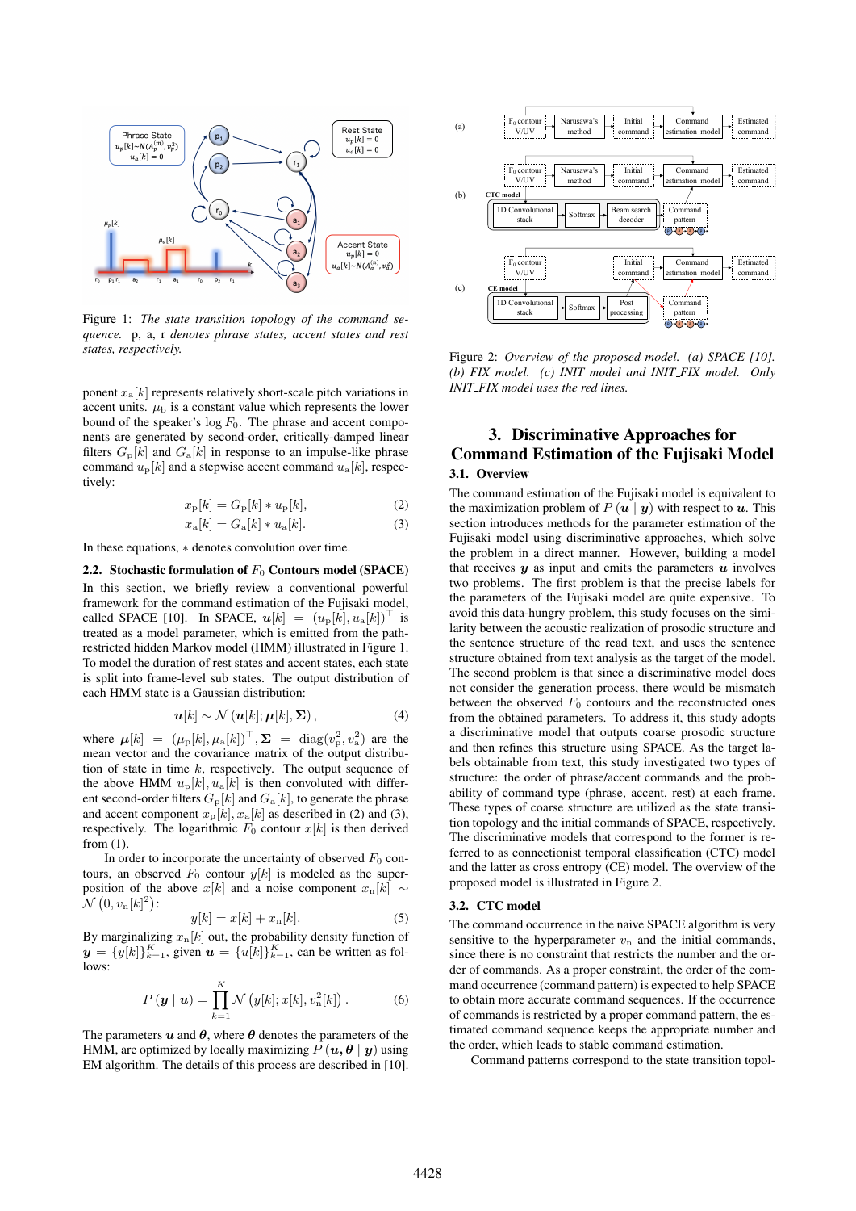Figure 1: *The state transition topology of the command sequence. p, a, r denotes phrase states, accent states and rest states, respectively.*

ponent $x_{\mathrm{a}}[k]$ represents relatively short-scale pitch variations in accent units. $\mu_{\mathrm{b}}$ is a constant value which represents the lower bound of the speaker's log $F_0$. The phrase and accent components are generated by second-order, critically-damped linear filters $G_{\mathrm{p}}[k]$ and $G_{\mathrm{a}}[k]$ in response to an impulse-like phrase command $u_{\mathrm{p}}[k]$ and a stepwise accent command $u_{\mathrm{a}}[k]$, respectively:

$$x_{\mathrm{p}}[k] = G_{\mathrm{p}}[k] * u_{\mathrm{p}}[k], \tag{2}$$

$$x_{\mathrm{a}}[k] = G_{\mathrm{a}}[k] * u_{\mathrm{a}}[k]. \tag{3}$$

In these equations, $*$ denotes convolution over time.

### 2.2. Stochastic formulation of $F_0$ Contours model (SPACE)

In this section, we briefly review a conventional powerful framework for the command estimation of the Fujisaki model, called SPACE [10]. In SPACE, $\boldsymbol{u}[k] = (u_{\mathrm{p}}[k], u_{\mathrm{a}}[k])^{\top}$ is treated as a model parameter, which is emitted from the path-restricted hidden Markov model (HMM) illustrated in Figure 1. To model the duration of rest states and accent states, each state is split into frame-level sub states. The output distribution of each HMM state is a Gaussian distribution:

$$\boldsymbol{u}[k] \sim \mathcal{N}\left(\boldsymbol{u}[k]; \boldsymbol{\mu}[k], \boldsymbol{\Sigma}\right), \tag{4}$$

where $\boldsymbol{\mu}[k] = (\mu_{\mathrm{p}}[k], \mu_{\mathrm{a}}[k])^{\top}, \boldsymbol{\Sigma} = \mathrm{diag}(v_{\mathrm{p}}^2, v_{\mathrm{a}}^2)$ are the mean vector and the covariance matrix of the output distribution of state in time $k$, respectively. The output sequence of the above HMM $u_{\mathrm{p}}[k], u_{\mathrm{a}}[k]$ is then convolved with different second-order filters $G_{\mathrm{p}}[k]$ and $G_{\mathrm{a}}[k]$, to generate the phrase and accent component $x_{\mathrm{p}}[k], x_{\mathrm{a}}[k]$ as described in (2) and (3), respectively. The logarithmic $F_0$ contour $x[k]$ is then derived from (1).

In order to incorporate the uncertainty of observed $F_0$ contours, an observed $F_0$ contour $y[k]$ is modeled as the superposition of the above $x[k]$ and a noise component $x_{\mathrm{n}}[k] \sim \mathcal{N}\left(0, v_{\mathrm{n}}[k]^2\right)$:

$$y[k] = x[k] + x_{\mathrm{n}}[k]. \tag{5}$$

By marginalizing $x_{\mathrm{n}}[k]$ out, the probability density function of $\boldsymbol{y} = \{y[k]\}_{k=1}^{K}$, given $\boldsymbol{u} = \{u[k]\}_{k=1}^{K}$, can be written as follows:

$$P\left(\boldsymbol{y} \mid \boldsymbol{u}\right) = \prod_{k=1}^{K} \mathcal{N}\left(y[k]; x[k], v_{\mathrm{n}}^2[k]\right). \tag{6}$$

The parameters $\boldsymbol{u}$ and $\boldsymbol{\theta}$, where $\boldsymbol{\theta}$ denotes the parameters of the HMM, are optimized by locally maximizing $P\left(\boldsymbol{u}, \boldsymbol{\theta} \mid \boldsymbol{y}\right)$ using EM algorithm. The details of this process are described in [10].

Figure 2: *Overview of the proposed model. (a) SPACE [10]. (b) FIX model. (c) INIT model and INIT_FIX model. Only INIT_FIX model uses the red lines.*

## 3. Discriminative Approaches for Command Estimation of the Fujisaki Model

### 3.1. Overview

The command estimation of the Fujisaki model is equivalent to the maximization problem of $P\left(\boldsymbol{u} \mid \boldsymbol{y}\right)$ with respect to $\boldsymbol{u}$. This section introduces methods for the parameter estimation of the Fujisaki model using discriminative approaches, which solve the problem in a direct manner. However, building a model that receives $\boldsymbol{y}$ as input and emits the parameters $\boldsymbol{u}$ involves two problems. The first problem is that the precise labels for the parameters of the Fujisaki model are quite expensive. To avoid this data-hungry problem, this study focuses on the similarity between the acoustic realization of prosodic structure and the sentence structure of the read text, and uses the sentence structure obtained from text analysis as the target of the model. The second problem is that since a discriminative model does not consider the generation process, there would be mismatch between the observed $F_0$ contours and the reconstructed ones from the obtained parameters. To address it, this study adopts a discriminative model that outputs coarse prosodic structure and then refines this structure using SPACE. As the target labels obtainable from text, this study investigated two types of structure: the order of phrase/accent commands and the probability of command type (phrase, accent, rest) at each frame. These types of coarse structure are utilized as the state transition topology and the initial commands of SPACE, respectively. The discriminative models that correspond to the former is referred to as connectionist temporal classification (CTC) model and the latter as cross entropy (CE) model. The overview of the proposed model is illustrated in Figure 2.

### 3.2. CTC model

The command occurrence in the naive SPACE algorithm is very sensitive to the hyperparameter $v_{\mathrm{n}}$ and the initial commands, since there is no constraint that restricts the number and the order of commands. As a proper constraint, the order of the command occurrence (command pattern) is expected to help SPACE to obtain more accurate command sequences. If the occurrence of commands is restricted by a proper command pattern, the estimated command sequence keeps the appropriate number and the order, which leads to stable command estimation.

Command patterns correspond to the state transition topol-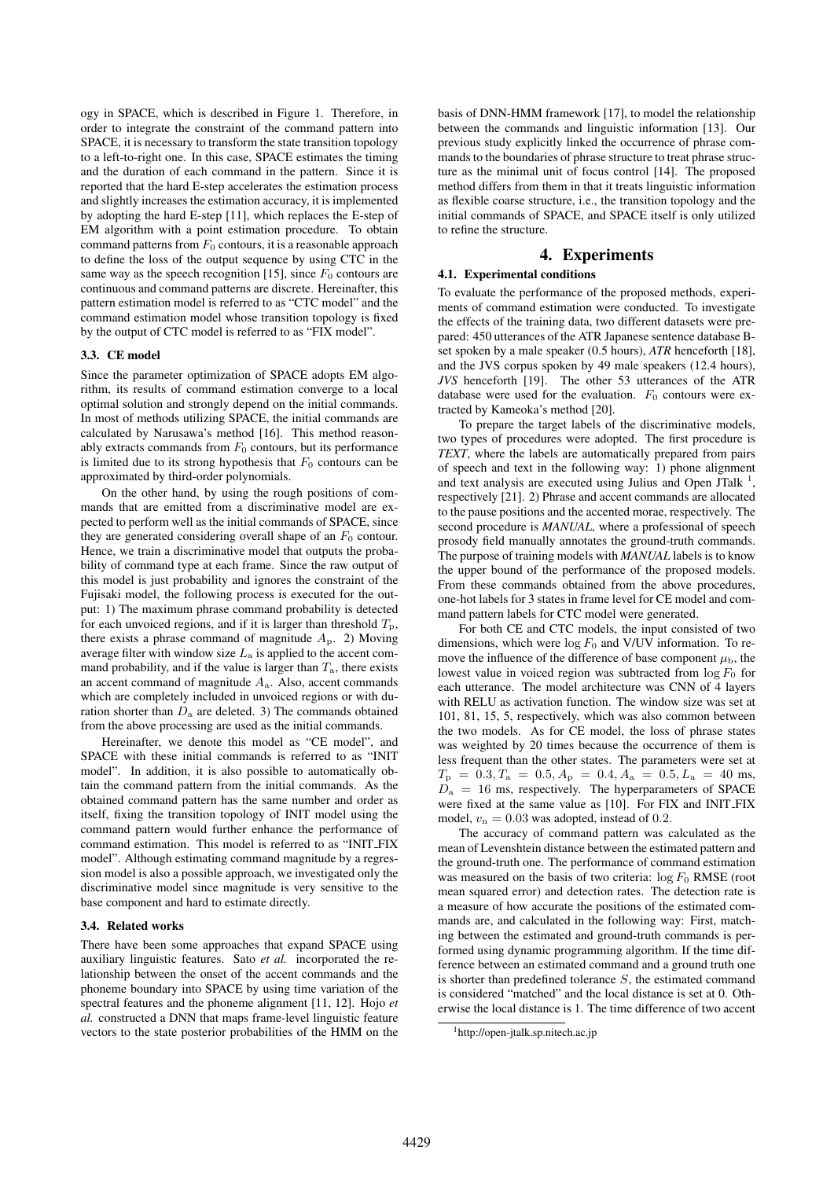ogy in SPACE, which is described in Figure 1. Therefore, in order to integrate the constraint of the command pattern into SPACE, it is necessary to transform the state transition topology to a left-to-right one. In this case, SPACE estimates the timing and the duration of each command in the pattern. Since it is reported that the hard E-step accelerates the estimation process and slightly increases the estimation accuracy, it is implemented by adopting the hard E-step [11], which replaces the E-step of EM algorithm with a point estimation procedure. To obtain command patterns from $F_0$ contours, it is a reasonable approach to define the loss of the output sequence by using CTC in the same way as the speech recognition [15], since $F_0$ contours are continuous and command patterns are discrete. Hereinafter, this pattern estimation model is referred to as "CTC model" and the command estimation model whose transition topology is fixed by the output of CTC model is referred to as "FIX model".

### 3.3. CE model

Since the parameter optimization of SPACE adopts EM algorithm, its results of command estimation converge to a local optimal solution and strongly depend on the initial commands. In most of methods utilizing SPACE, the initial commands are calculated by Narusawa's method [16]. This method reasonably extracts commands from $F_0$ contours, but its performance is limited due to its strong hypothesis that $F_0$ contours can be approximated by third-order polynomials.

On the other hand, by using the rough positions of commands that are emitted from a discriminative model are expected to perform well as the initial commands of SPACE, since they are generated considering overall shape of an $F_0$ contour. Hence, we train a discriminative model that outputs the probability of command type at each frame. Since the raw output of this model is just probability and ignores the constraint of the Fujisaki model, the following process is executed for the output: 1) The maximum phrase command probability is detected for each unvoiced regions, and if it is larger than threshold $T_{\mathrm{p}}$, there exists a phrase command of magnitude $A_{\mathrm{p}}$. 2) Moving average filter with window size $L_{\mathrm{a}}$ is applied to the accent command probability, and if the value is larger than $T_{\mathrm{a}}$, there exists an accent command of magnitude $A_{\mathrm{a}}$. Also, accent commands which are completely included in unvoiced regions or with duration shorter than $D_{\mathrm{a}}$ are deleted. 3) The commands obtained from the above processing are used as the initial commands.

Hereinafter, we denote this model as "CE model", and SPACE with these initial commands is referred to as "INIT model". In addition, it is also possible to automatically obtain the command pattern from the initial commands. As the obtained command pattern has the same number and order as itself, fixing the transition topology of INIT model using the command pattern would further enhance the performance of command estimation. This model is referred to as "INIT_FIX model". Although estimating command magnitude by a regression model is also a possible approach, we investigated only the discriminative model since magnitude is very sensitive to the base component and hard to estimate directly.

### 3.4. Related works

There have been some approaches that expand SPACE using auxiliary linguistic features. Sato *et al.* incorporated the relationship between the onset of the accent commands and the phoneme boundary into SPACE by using time variation of the spectral features and the phoneme alignment [11, 12]. Hojo *et al.* constructed a DNN that maps frame-level linguistic feature vectors to the state posterior probabilities of the HMM on the basis of DNN-HMM framework [17], to model the relationship between the commands and linguistic information [13]. Our previous study explicitly linked the occurrence of phrase commands to the boundaries of phrase structure to treat phrase structure as the minimal unit of focus control [14]. The proposed method differs from them in that it treats linguistic information as flexible coarse structure, i.e., the transition topology and the initial commands of SPACE, and SPACE itself is only utilized to refine the structure.

## 4. Experiments

### 4.1. Experimental conditions

To evaluate the performance of the proposed methods, experiments of command estimation were conducted. To investigate the effects of the training data, two different datasets were prepared: 450 utterances of the ATR Japanese sentence database B-set spoken by a male speaker (0.5 hours), *ATR* henceforth [18], and the JVS corpus spoken by 49 male speakers (12.4 hours), *JVS* henceforth [19]. The other 53 utterances of the ATR database were used for the evaluation. $F_0$ contours were extracted by Kameoka's method [20].

To prepare the target labels of the discriminative models, two types of procedures were adopted. The first procedure is *TEXT*, where the labels are automatically prepared from pairs of speech and text in the following way: 1) phone alignment and text analysis are executed using Julius and Open JTalk [1], respectively [21]. 2) Phrase and accent commands are allocated to the pause positions and the accented morae, respectively. The second procedure is *MANUAL*, where a professional of speech prosody field manually annotates the ground-truth commands. The purpose of training models with *MANUAL* labels is to know the upper bound of the performance of the proposed models. From these commands obtained from the above procedures, one-hot labels for 3 states in frame level for CE model and command pattern labels for CTC model were generated.

For both CE and CTC models, the input consisted of two dimensions, which were $\log F_0$ and V/UV information. To remove the influence of the difference of base component $\mu_{\mathrm{b}}$, the lowest value in voiced region was subtracted from $\log F_0$ for each utterance. The model architecture was CNN of 4 layers with RELU as activation function. The window size was set at 101, 81, 15, 5, respectively, which was also common between the two models. As for CE model, the loss of phrase states was weighted by 20 times because the occurrence of them is less frequent than the other states. The parameters were set at $T_{\mathrm{p}} = 0.3, T_{\mathrm{a}} = 0.5, A_{\mathrm{p}} = 0.4, A_{\mathrm{a}} = 0.5, L_{\mathrm{a}} = 40$ ms, $D_{\mathrm{a}} = 16$ ms, respectively. The hyperparameters of SPACE were fixed at the same value as [10]. For FIX and INIT_FIX model, $v_{\mathrm{n}} = 0.03$ was adopted, instead of 0.2.

The accuracy of command pattern was calculated as the mean of Levenshtein distance between the estimated pattern and the ground-truth one. The performance of command estimation was measured on the basis of two criteria: $\log F_0$ RMSE (root mean squared error) and detection rates. The detection rate is a measure of how accurate the positions of the estimated commands are, and calculated in the following way: First, matching between the estimated and ground-truth commands is performed using dynamic programming algorithm. If the time difference between an estimated command and a ground truth one is shorter than predefined tolerance $S$, the estimated command is considered "matched" and the local distance is set at 0. Otherwise the local distance is 1. The time difference of two accent

[1] http://open-jtalk.sp.nitech.ac.jp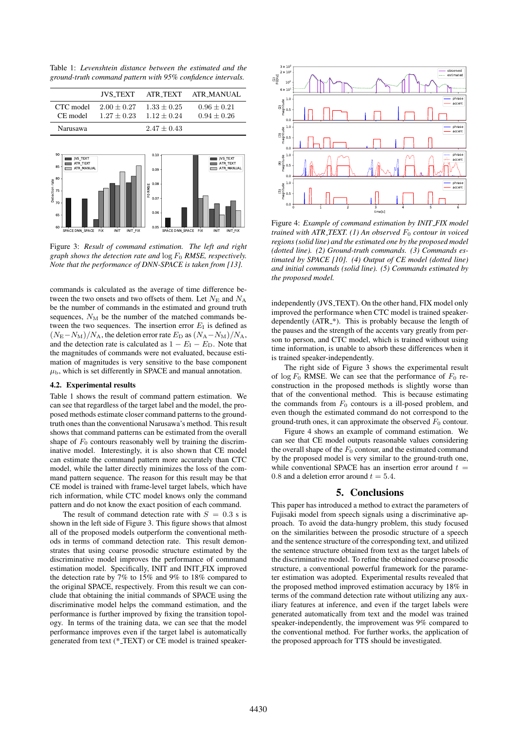Table 1: *Levenshtein distance between the estimated and the ground-truth command pattern with 95% confidence intervals.*

| | JVS_TEXT | ATR_TEXT | ATR_MANUAL |
|---|---|---|---|
| CTC model | $2.00 \pm 0.27$ | $1.33 \pm 0.25$ | $0.96 \pm 0.21$ |
| CE model | $1.27 \pm 0.23$ | $1.12 \pm 0.24$ | $0.94 \pm 0.26$ |
| Narusawa | | $2.47 \pm 0.43$ | |

Figure 3: *Result of command estimation. The left and right graph shows the detection rate and $\log F_0$ RMSE, respectively. Note that the performance of DNN-SPACE is taken from [13].*

commands is calculated as the average of time difference between the two onsets and two offsets of them. Let $N_{\mathrm{E}}$ and $N_{\mathrm{A}}$ be the number of commands in the estimated and ground truth sequences, $N_{\mathrm{M}}$ be the number of the matched commands between the two sequences. The insertion error $E_{\mathrm{I}}$ is defined as $(N_{\mathrm{E}}-N_{\mathrm{M}})/N_{\mathrm{A}}$, the deletion error rate $E_{\mathrm{D}}$ as $(N_{\mathrm{A}}-N_{\mathrm{M}})/N_{\mathrm{A}}$, and the detection rate is calculated as $1 - E_{\mathrm{I}} - E_{\mathrm{D}}$. Note that the magnitudes of commands were not evaluated, because estimation of magnitudes is very sensitive to the base component $\mu_{\mathrm{b}}$, which is set differently in SPACE and manual annotation.

### 4.2. Experimental results

Table 1 shows the result of command pattern estimation. We can see that regardless of the target label and the model, the proposed methods estimate closer command patterns to the ground-truth ones than the conventional Narusawa's method. This result shows that command patterns can be estimated from the overall shape of $F_0$ contours reasonably well by training the discriminative model. Interestingly, it is also shown that CE model can estimate the command pattern more accurately than CTC model, while the latter directly minimizes the loss of the command pattern sequence. The reason for this result may be that CE model is trained with frame-level target labels, which have rich information, while CTC model knows only the command pattern and do not know the exact position of each command.

The result of command detection rate with $S = 0.3$ s is shown in the left side of Figure 3. This figure shows that almost all of the proposed models outperform the conventional methods in terms of command detection rate. This result demonstrates that using coarse prosodic structure estimated by the discriminative model improves the performance of command estimation model. Specifically, INIT and INIT_FIX improved the detection rate by 7% to 15% and 9% to 18% compared to the original SPACE, respectively. From this result we can conclude that obtaining the initial commands of SPACE using the discriminative model helps the command estimation, and the performance is further improved by fixing the transition topology. In terms of the training data, we can see that the model performance improves even if the target label is automatically generated from text (*_TEXT) or CE model is trained speaker-independently (JVS_TEXT). On the other hand, FIX model only improved the performance when CTC model is trained speaker-dependently (ATR_*). This is probably because the length of the pauses and the strength of the accents vary greatly from person to person, and CTC model, which is trained without using time information, is unable to absorb these differences when it is trained speaker-independently.

The right side of Figure 3 shows the experimental result of $\log F_0$ RMSE. We can see that the performance of $F_0$ reconstruction in the proposed methods is slightly worse than that of the conventional method. This is because estimating the commands from $F_0$ contours is a ill-posed problem, and even though the estimated command do not correspond to the ground-truth ones, it can approximate the observed $F_0$ contour.

Figure 4 shows an example of command estimation. We can see that CE model outputs reasonable values considering the overall shape of the $F_0$ contour, and the estimated command by the proposed model is very similar to the ground-truth one, while conventional SPACE has an insertion error around $t = 0.8$ and a deletion error around $t = 5.4$.

Figure 4: *Example of command estimation by INIT_FIX model trained with ATR_TEXT. (1) An observed $F_0$ contour in voiced regions (solid line) and the estimated one by the proposed model (dotted line). (2) Ground-truth commands. (3) Commands estimated by SPACE [10]. (4) Output of CE model (dotted line) and initial commands (solid line). (5) Commands estimated by the proposed model.*

## 5. Conclusions

This paper has introduced a method to extract the parameters of Fujisaki model from speech signals using a discriminative approach. To avoid the data-hungry problem, this study focused on the similarities between the prosodic structure of a speech and the sentence structure of the corresponding text, and utilized the sentence structure obtained from text as the target labels of the discriminative model. To refine the obtained coarse prosodic structure, a conventional powerful framework for the parameter estimation was adopted. Experimental results revealed that the proposed method improved estimation accuracy by 18% in terms of the command detection rate without utilizing any auxiliary features at inference, and even if the target labels were generated automatically from text and the model was trained speaker-independently, the improvement was 9% compared to the conventional method. For further works, the application of the proposed approach for TTS should be investigated.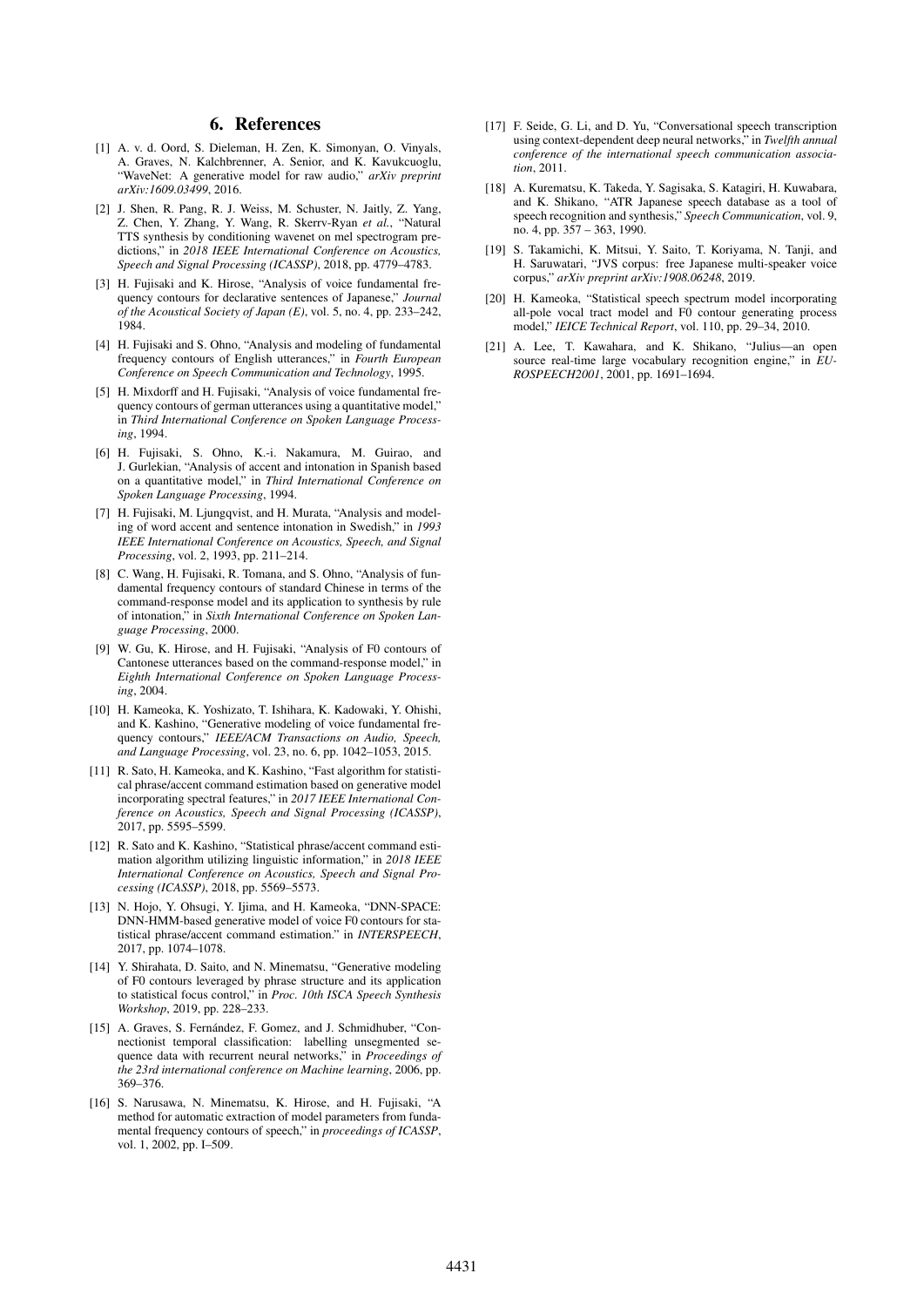## 6. References

[1] A. v. d. Oord, S. Dieleman, H. Zen, K. Simonyan, O. Vinyals, A. Graves, N. Kalchbrenner, A. Senior, and K. Kavukcuoglu, "WaveNet: A generative model for raw audio," *arXiv preprint arXiv:1609.03499*, 2016.

[2] J. Shen, R. Pang, R. J. Weiss, M. Schuster, N. Jaitly, Z. Yang, Z. Chen, Y. Zhang, Y. Wang, R. Skerrv-Ryan *et al.*, "Natural TTS synthesis by conditioning wavenet on mel spectrogram predictions," in *2018 IEEE International Conference on Acoustics, Speech and Signal Processing (ICASSP)*, 2018, pp. 4779–4783.

[3] H. Fujisaki and K. Hirose, "Analysis of voice fundamental frequency contours for declarative sentences of Japanese," *Journal of the Acoustical Society of Japan (E)*, vol. 5, no. 4, pp. 233–242, 1984.

[4] H. Fujisaki and S. Ohno, "Analysis and modeling of fundamental frequency contours of English utterances," in *Fourth European Conference on Speech Communication and Technology*, 1995.

[5] H. Mixdorff and H. Fujisaki, "Analysis of voice fundamental frequency contours of german utterances using a quantitative model," in *Third International Conference on Spoken Language Processing*, 1994.

[6] H. Fujisaki, S. Ohno, K.-i. Nakamura, M. Guirao, and J. Gurlekian, "Analysis of accent and intonation in Spanish based on a quantitative model," in *Third International Conference on Spoken Language Processing*, 1994.

[7] H. Fujisaki, M. Ljungqvist, and H. Murata, "Analysis and modeling of word accent and sentence intonation in Swedish," in *1993 IEEE International Conference on Acoustics, Speech, and Signal Processing*, vol. 2, 1993, pp. 211–214.

[8] C. Wang, H. Fujisaki, R. Tomana, and S. Ohno, "Analysis of fundamental frequency contours of standard Chinese in terms of the command-response model and its application to synthesis by rule of intonation," in *Sixth International Conference on Spoken Language Processing*, 2000.

[9] W. Gu, K. Hirose, and H. Fujisaki, "Analysis of F0 contours of Cantonese utterances based on the command-response model," in *Eighth International Conference on Spoken Language Processing*, 2004.

[10] H. Kameoka, K. Yoshizato, T. Ishihara, K. Kadowaki, Y. Ohishi, and K. Kashino, "Generative modeling of voice fundamental frequency contours," *IEEE/ACM Transactions on Audio, Speech, and Language Processing*, vol. 23, no. 6, pp. 1042–1053, 2015.

[11] R. Sato, H. Kameoka, and K. Kashino, "Fast algorithm for statistical phrase/accent command estimation based on generative model incorporating spectral features," in *2017 IEEE International Conference on Acoustics, Speech and Signal Processing (ICASSP)*, 2017, pp. 5595–5599.

[12] R. Sato and K. Kashino, "Statistical phrase/accent command estimation algorithm utilizing linguistic information," in *2018 IEEE International Conference on Acoustics, Speech and Signal Processing (ICASSP)*, 2018, pp. 5569–5573.

[13] N. Hojo, Y. Ohsugi, Y. Ijima, and H. Kameoka, "DNN-SPACE: DNN-HMM-based generative model of voice F0 contours for statistical phrase/accent command estimation." in *INTERSPEECH*, 2017, pp. 1074–1078.

[14] Y. Shirahata, D. Saito, and N. Minematsu, "Generative modeling of F0 contours leveraged by phrase structure and its application to statistical focus control," in *Proc. 10th ISCA Speech Synthesis Workshop*, 2019, pp. 228–233.

[15] A. Graves, S. Fernández, F. Gomez, and J. Schmidhuber, "Connectionist temporal classification: labelling unsegmented sequence data with recurrent neural networks," in *Proceedings of the 23rd international conference on Machine learning*, 2006, pp. 369–376.

[16] S. Narusawa, N. Minematsu, K. Hirose, and H. Fujisaki, "A method for automatic extraction of model parameters from fundamental frequency contours of speech," in *proceedings of ICASSP*, vol. 1, 2002, pp. I–509.

[17] F. Seide, G. Li, and D. Yu, "Conversational speech transcription using context-dependent deep neural networks," in *Twelfth annual conference of the international speech communication association*, 2011.

[18] A. Kurematsu, K. Takeda, Y. Sagisaka, S. Katagiri, H. Kuwabara, and K. Shikano, "ATR Japanese speech database as a tool of speech recognition and synthesis," *Speech Communication*, vol. 9, no. 4, pp. 357 – 363, 1990.

[19] S. Takamichi, K. Mitsui, Y. Saito, T. Koriyama, N. Tanji, and H. Saruwatari, "JVS corpus: free Japanese multi-speaker voice corpus," *arXiv preprint arXiv:1908.06248*, 2019.

[20] H. Kameoka, "Statistical speech spectrum model incorporating all-pole vocal tract model and F0 contour generating process model," *IEICE Technical Report*, vol. 110, pp. 29–34, 2010.

[21] A. Lee, T. Kawahara, and K. Shikano, "Julius—an open source real-time large vocabulary recognition engine," in *EUROSPEECH2001*, 2001, pp. 1691–1694.